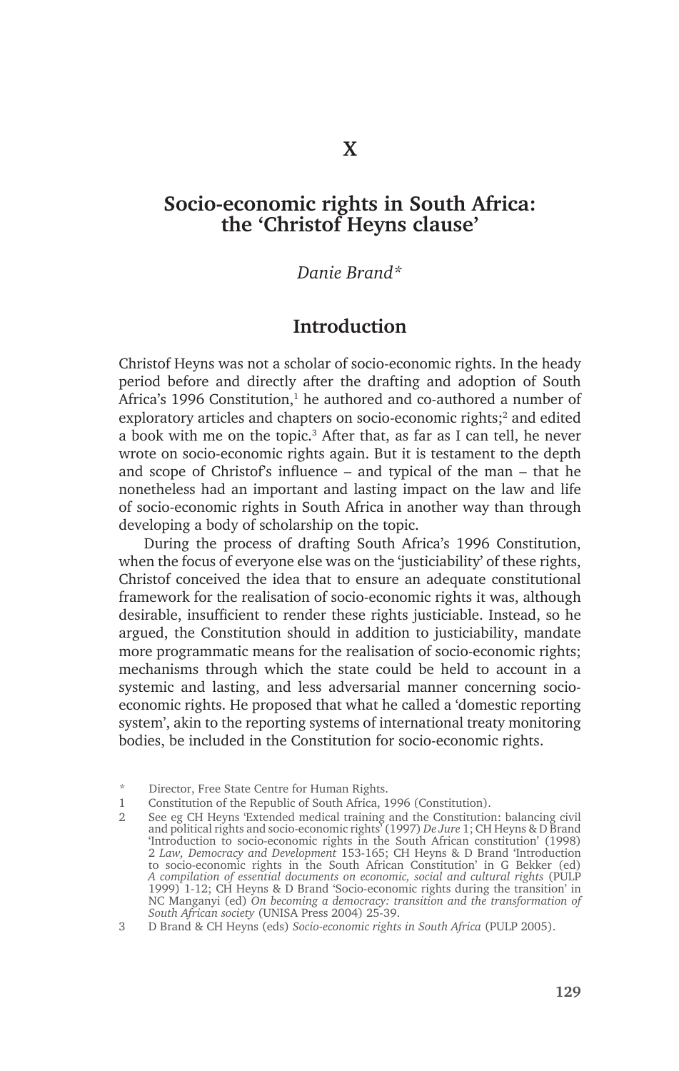# X

# Socio-economic rights in South Africa: the 'Christof Heyns clause'

*Danie Brand\**

## Introduction

Christof Heyns was not a scholar of socio-economic rights. In the heady period before and directly after the drafting and adoption of South Africa's 1996 Constitution,[1] he authored and co-authored a number of exploratory articles and chapters on socio-economic rights;[2] and edited a book with me on the topic.[3] After that, as far as I can tell, he never wrote on socio-economic rights again. But it is testament to the depth and scope of Christof's influence – and typical of the man – that he nonetheless had an important and lasting impact on the law and life of socio-economic rights in South Africa in another way than through developing a body of scholarship on the topic.

During the process of drafting South Africa's 1996 Constitution, when the focus of everyone else was on the 'justiciability' of these rights, Christof conceived the idea that to ensure an adequate constitutional framework for the realisation of socio-economic rights it was, although desirable, insufficient to render these rights justiciable. Instead, so he argued, the Constitution should in addition to justiciability, mandate more programmatic means for the realisation of socio-economic rights; mechanisms through which the state could be held to account in a systemic and lasting, and less adversarial manner concerning socio-economic rights. He proposed that what he called a 'domestic reporting system', akin to the reporting systems of international treaty monitoring bodies, be included in the Constitution for socio-economic rights.

\* Director, Free State Centre for Human Rights.

1 Constitution of the Republic of South Africa, 1996 (Constitution).

2 See eg CH Heyns 'Extended medical training and the Constitution: balancing civil and political rights and socio-economic rights' (1997) *De Jure* 1; CH Heyns & D Brand 'Introduction to socio-economic rights in the South African constitution' (1998) 2 *Law, Democracy and Development* 153-165; CH Heyns & D Brand 'Introduction to socio-economic rights in the South African Constitution' in G Bekker (ed) *A compilation of essential documents on economic, social and cultural rights* (PULP 1999) 1-12; CH Heyns & D Brand 'Socio-economic rights during the transition' in NC Manganyi (ed) *On becoming a democracy: transition and the transformation of South African society* (UNISA Press 2004) 25-39.

3 D Brand & CH Heyns (eds) *Socio-economic rights in South Africa* (PULP 2005).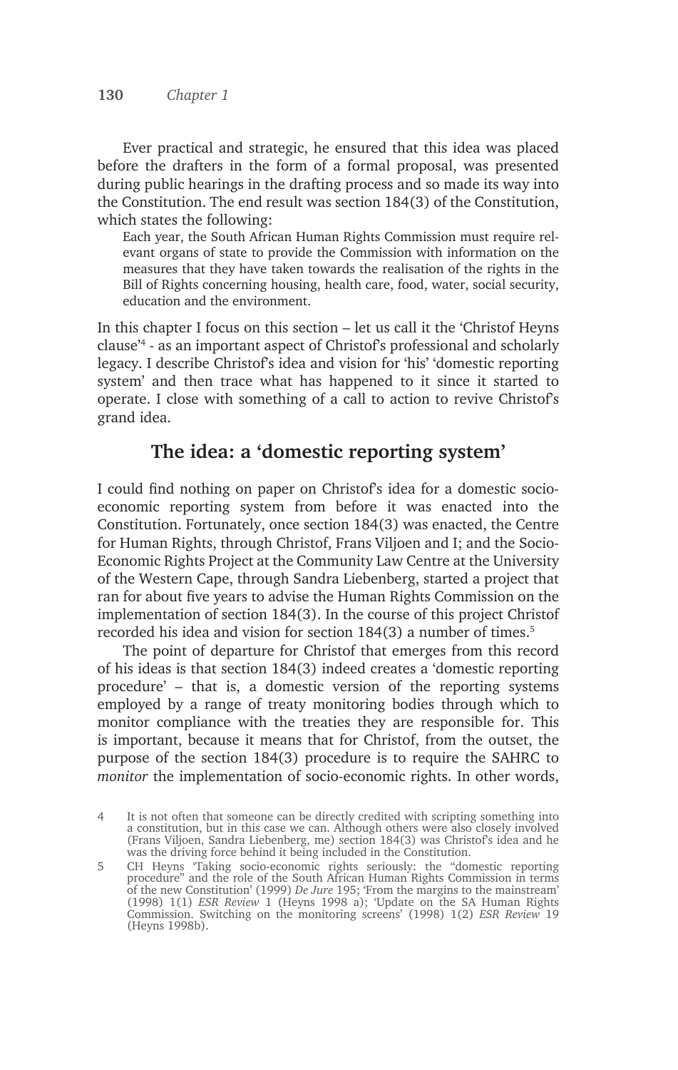Ever practical and strategic, he ensured that this idea was placed before the drafters in the form of a formal proposal, was presented during public hearings in the drafting process and so made its way into the Constitution. The end result was section 184(3) of the Constitution, which states the following:

> Each year, the South African Human Rights Commission must require relevant organs of state to provide the Commission with information on the measures that they have taken towards the realisation of the rights in the Bill of Rights concerning housing, health care, food, water, social security, education and the environment.

In this chapter I focus on this section – let us call it the 'Christof Heyns clause'[4] - as an important aspect of Christof's professional and scholarly legacy. I describe Christof's idea and vision for 'his' 'domestic reporting system' and then trace what has happened to it since it started to operate. I close with something of a call to action to revive Christof's grand idea.

## The idea: a 'domestic reporting system'

I could find nothing on paper on Christof's idea for a domestic socio-economic reporting system from before it was enacted into the Constitution. Fortunately, once section 184(3) was enacted, the Centre for Human Rights, through Christof, Frans Viljoen and I; and the Socio-Economic Rights Project at the Community Law Centre at the University of the Western Cape, through Sandra Liebenberg, started a project that ran for about five years to advise the Human Rights Commission on the implementation of section 184(3). In the course of this project Christof recorded his idea and vision for section 184(3) a number of times.[5]

The point of departure for Christof that emerges from this record of his ideas is that section 184(3) indeed creates a 'domestic reporting procedure' – that is, a domestic version of the reporting systems employed by a range of treaty monitoring bodies through which to monitor compliance with the treaties they are responsible for. This is important, because it means that for Christof, from the outset, the purpose of the section 184(3) procedure is to require the SAHRC to *monitor* the implementation of socio-economic rights. In other words,

4 It is not often that someone can be directly credited with scripting something into a constitution, but in this case we can. Although others were also closely involved (Frans Viljoen, Sandra Liebenberg, me) section 184(3) was Christof's idea and he was the driving force behind it being included in the Constitution.

5 CH Heyns 'Taking socio-economic rights seriously: the "domestic reporting procedure" and the role of the South African Human Rights Commission in terms of the new Constitution' (1999) *De Jure* 195; 'From the margins to the mainstream' (1998) 1(1) *ESR Review* 1 (Heyns 1998 a); 'Update on the SA Human Rights Commission. Switching on the monitoring screens' (1998) 1(2) *ESR Review* 19 (Heyns 1998b).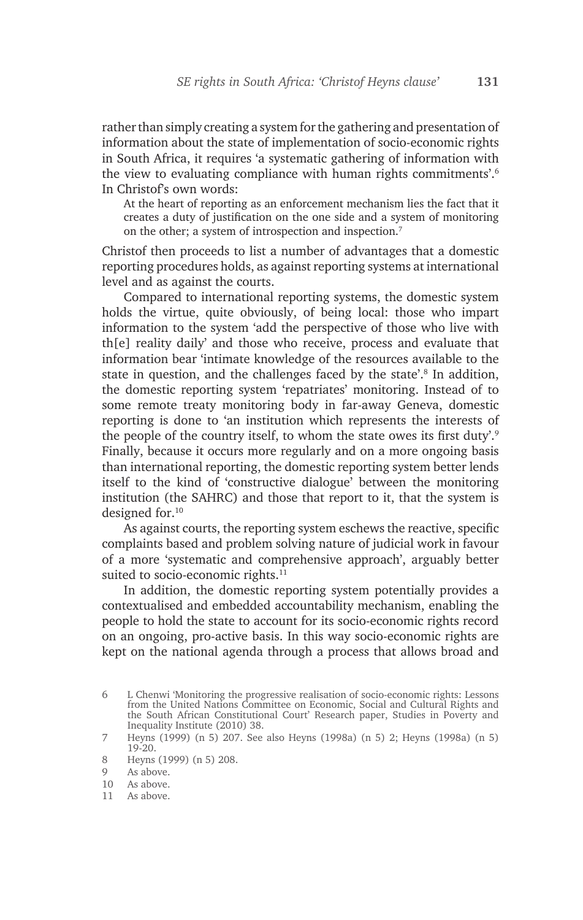rather than simply creating a system for the gathering and presentation of information about the state of implementation of socio-economic rights in South Africa, it requires 'a systematic gathering of information with the view to evaluating compliance with human rights commitments'.[6] In Christof's own words:

> At the heart of reporting as an enforcement mechanism lies the fact that it creates a duty of justification on the one side and a system of monitoring on the other; a system of introspection and inspection.[7]

Christof then proceeds to list a number of advantages that a domestic reporting procedures holds, as against reporting systems at international level and as against the courts.

Compared to international reporting systems, the domestic system holds the virtue, quite obviously, of being local: those who impart information to the system 'add the perspective of those who live with th[e] reality daily' and those who receive, process and evaluate that information bear 'intimate knowledge of the resources available to the state in question, and the challenges faced by the state'.[8] In addition, the domestic reporting system 'repatriates' monitoring. Instead of to some remote treaty monitoring body in far-away Geneva, domestic reporting is done to 'an institution which represents the interests of the people of the country itself, to whom the state owes its first duty'.[9] Finally, because it occurs more regularly and on a more ongoing basis than international reporting, the domestic reporting system better lends itself to the kind of 'constructive dialogue' between the monitoring institution (the SAHRC) and those that report to it, that the system is designed for.[10]

As against courts, the reporting system eschews the reactive, specific complaints based and problem solving nature of judicial work in favour of a more 'systematic and comprehensive approach', arguably better suited to socio-economic rights.[11]

In addition, the domestic reporting system potentially provides a contextualised and embedded accountability mechanism, enabling the people to hold the state to account for its socio-economic rights record on an ongoing, pro-active basis. In this way socio-economic rights are kept on the national agenda through a process that allows broad and

---

6 L Chenwi 'Monitoring the progressive realisation of socio-economic rights: Lessons from the United Nations Committee on Economic, Social and Cultural Rights and the South African Constitutional Court' Research paper, Studies in Poverty and Inequality Institute (2010) 38.

7 Heyns (1999) (n 5) 207. See also Heyns (1998a) (n 5) 2; Heyns (1998a) (n 5) 19-20.

8 Heyns (1999) (n 5) 208.

9 As above.

10 As above.

11 As above.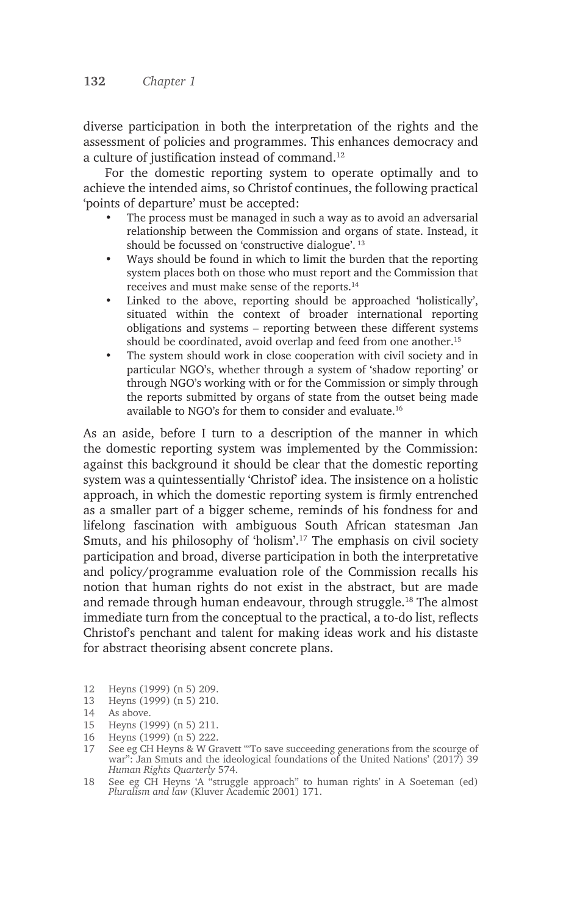diverse participation in both the interpretation of the rights and the assessment of policies and programmes. This enhances democracy and a culture of justification instead of command.[12]

For the domestic reporting system to operate optimally and to achieve the intended aims, so Christof continues, the following practical 'points of departure' must be accepted:

- The process must be managed in such a way as to avoid an adversarial relationship between the Commission and organs of state. Instead, it should be focussed on 'constructive dialogue'. [13]
- Ways should be found in which to limit the burden that the reporting system places both on those who must report and the Commission that receives and must make sense of the reports.[14]
- Linked to the above, reporting should be approached 'holistically', situated within the context of broader international reporting obligations and systems – reporting between these different systems should be coordinated, avoid overlap and feed from one another.[15]
- The system should work in close cooperation with civil society and in particular NGO's, whether through a system of 'shadow reporting' or through NGO's working with or for the Commission or simply through the reports submitted by organs of state from the outset being made available to NGO's for them to consider and evaluate.[16]

As an aside, before I turn to a description of the manner in which the domestic reporting system was implemented by the Commission: against this background it should be clear that the domestic reporting system was a quintessentially 'Christof' idea. The insistence on a holistic approach, in which the domestic reporting system is firmly entrenched as a smaller part of a bigger scheme, reminds of his fondness for and lifelong fascination with ambiguous South African statesman Jan Smuts, and his philosophy of 'holism'.[17] The emphasis on civil society participation and broad, diverse participation in both the interpretative and policy/programme evaluation role of the Commission recalls his notion that human rights do not exist in the abstract, but are made and remade through human endeavour, through struggle.[18] The almost immediate turn from the conceptual to the practical, a to-do list, reflects Christof's penchant and talent for making ideas work and his distaste for abstract theorising absent concrete plans.

12 Heyns (1999) (n 5) 209.

13 Heyns (1999) (n 5) 210.

14 As above.

15 Heyns (1999) (n 5) 211.

16 Heyns (1999) (n 5) 222.

17 See eg CH Heyns & W Gravett '"To save succeeding generations from the scourge of war": Jan Smuts and the ideological foundations of the United Nations' (2017) 39 *Human Rights Quarterly* 574.

18 See eg CH Heyns 'A "struggle approach" to human rights' in A Soeteman (ed) *Pluralism and law* (Kluver Academic 2001) 171.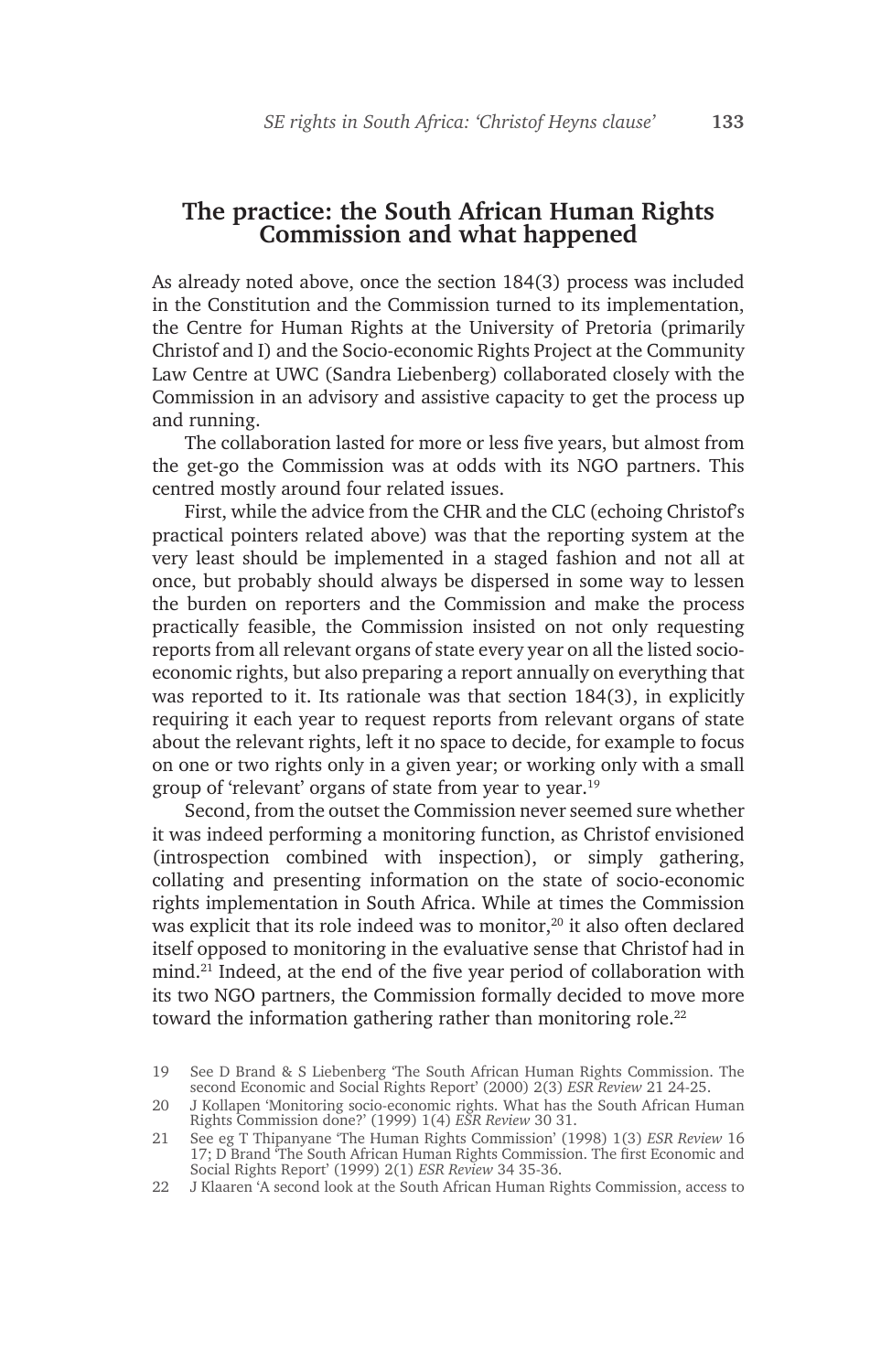## The practice: the South African Human Rights Commission and what happened

As already noted above, once the section 184(3) process was included in the Constitution and the Commission turned to its implementation, the Centre for Human Rights at the University of Pretoria (primarily Christof and I) and the Socio-economic Rights Project at the Community Law Centre at UWC (Sandra Liebenberg) collaborated closely with the Commission in an advisory and assistive capacity to get the process up and running.

The collaboration lasted for more or less five years, but almost from the get-go the Commission was at odds with its NGO partners. This centred mostly around four related issues.

First, while the advice from the CHR and the CLC (echoing Christof's practical pointers related above) was that the reporting system at the very least should be implemented in a staged fashion and not all at once, but probably should always be dispersed in some way to lessen the burden on reporters and the Commission and make the process practically feasible, the Commission insisted on not only requesting reports from all relevant organs of state every year on all the listed socio-economic rights, but also preparing a report annually on everything that was reported to it. Its rationale was that section 184(3), in explicitly requiring it each year to request reports from relevant organs of state about the relevant rights, left it no space to decide, for example to focus on one or two rights only in a given year; or working only with a small group of 'relevant' organs of state from year to year.[19]

Second, from the outset the Commission never seemed sure whether it was indeed performing a monitoring function, as Christof envisioned (introspection combined with inspection), or simply gathering, collating and presenting information on the state of socio-economic rights implementation in South Africa. While at times the Commission was explicit that its role indeed was to monitor,[20] it also often declared itself opposed to monitoring in the evaluative sense that Christof had in mind.[21] Indeed, at the end of the five year period of collaboration with its two NGO partners, the Commission formally decided to move more toward the information gathering rather than monitoring role.[22]

19 See D Brand & S Liebenberg 'The South African Human Rights Commission. The second Economic and Social Rights Report' (2000) 2(3) *ESR Review* 21 24-25.

20 J Kollapen 'Monitoring socio-economic rights. What has the South African Human Rights Commission done?' (1999) 1(4) *ESR Review* 30 31.

21 See eg T Thipanyane 'The Human Rights Commission' (1998) 1(3) *ESR Review* 16 17; D Brand 'The South African Human Rights Commission. The first Economic and Social Rights Report' (1999) 2(1) *ESR Review* 34 35-36.

22 J Klaaren 'A second look at the South African Human Rights Commission, access to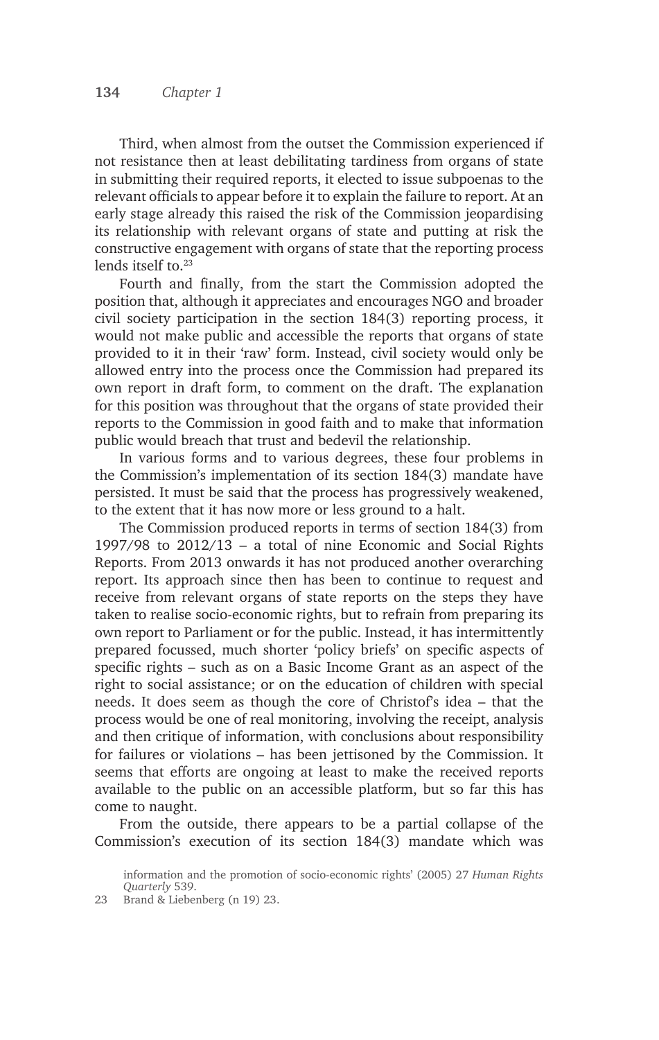Third, when almost from the outset the Commission experienced if not resistance then at least debilitating tardiness from organs of state in submitting their required reports, it elected to issue subpoenas to the relevant officials to appear before it to explain the failure to report. At an early stage already this raised the risk of the Commission jeopardising its relationship with relevant organs of state and putting at risk the constructive engagement with organs of state that the reporting process lends itself to.[23]

Fourth and finally, from the start the Commission adopted the position that, although it appreciates and encourages NGO and broader civil society participation in the section 184(3) reporting process, it would not make public and accessible the reports that organs of state provided to it in their 'raw' form. Instead, civil society would only be allowed entry into the process once the Commission had prepared its own report in draft form, to comment on the draft. The explanation for this position was throughout that the organs of state provided their reports to the Commission in good faith and to make that information public would breach that trust and bedevil the relationship.

In various forms and to various degrees, these four problems in the Commission's implementation of its section 184(3) mandate have persisted. It must be said that the process has progressively weakened, to the extent that it has now more or less ground to a halt.

The Commission produced reports in terms of section 184(3) from 1997/98 to 2012/13 – a total of nine Economic and Social Rights Reports. From 2013 onwards it has not produced another overarching report. Its approach since then has been to continue to request and receive from relevant organs of state reports on the steps they have taken to realise socio-economic rights, but to refrain from preparing its own report to Parliament or for the public. Instead, it has intermittently prepared focussed, much shorter 'policy briefs' on specific aspects of specific rights – such as on a Basic Income Grant as an aspect of the right to social assistance; or on the education of children with special needs. It does seem as though the core of Christof's idea – that the process would be one of real monitoring, involving the receipt, analysis and then critique of information, with conclusions about responsibility for failures or violations – has been jettisoned by the Commission. It seems that efforts are ongoing at least to make the received reports available to the public on an accessible platform, but so far this has come to naught.

From the outside, there appears to be a partial collapse of the Commission's execution of its section 184(3) mandate which was

information and the promotion of socio-economic rights' (2005) 27 *Human Rights Quarterly* 539.

23 Brand & Liebenberg (n 19) 23.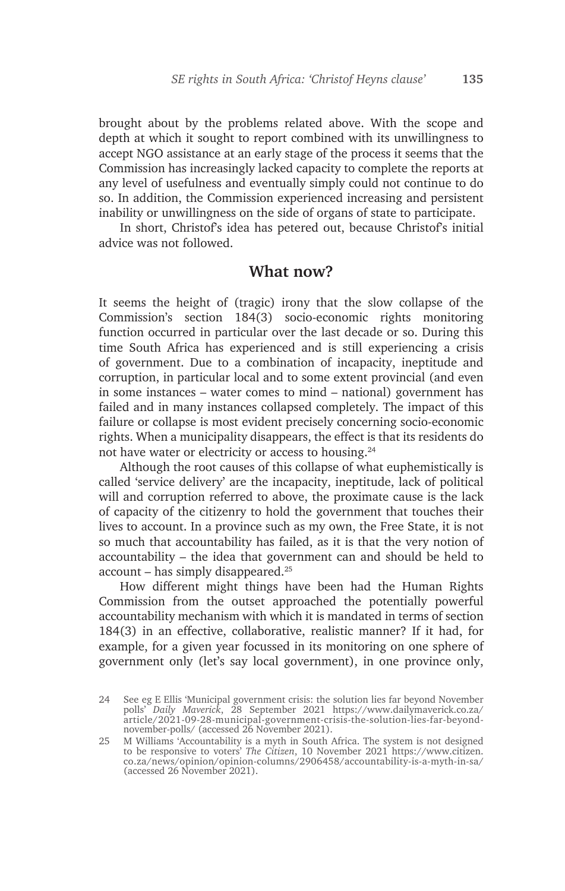brought about by the problems related above. With the scope and depth at which it sought to report combined with its unwillingness to accept NGO assistance at an early stage of the process it seems that the Commission has increasingly lacked capacity to complete the reports at any level of usefulness and eventually simply could not continue to do so. In addition, the Commission experienced increasing and persistent inability or unwillingness on the side of organs of state to participate.

In short, Christof's idea has petered out, because Christof's initial advice was not followed.

## What now?

It seems the height of (tragic) irony that the slow collapse of the Commission's section 184(3) socio-economic rights monitoring function occurred in particular over the last decade or so. During this time South Africa has experienced and is still experiencing a crisis of government. Due to a combination of incapacity, ineptitude and corruption, in particular local and to some extent provincial (and even in some instances – water comes to mind – national) government has failed and in many instances collapsed completely. The impact of this failure or collapse is most evident precisely concerning socio-economic rights. When a municipality disappears, the effect is that its residents do not have water or electricity or access to housing.[24]

Although the root causes of this collapse of what euphemistically is called 'service delivery' are the incapacity, ineptitude, lack of political will and corruption referred to above, the proximate cause is the lack of capacity of the citizenry to hold the government that touches their lives to account. In a province such as my own, the Free State, it is not so much that accountability has failed, as it is that the very notion of accountability – the idea that government can and should be held to account – has simply disappeared.[25]

How different might things have been had the Human Rights Commission from the outset approached the potentially powerful accountability mechanism with which it is mandated in terms of section 184(3) in an effective, collaborative, realistic manner? If it had, for example, for a given year focussed in its monitoring on one sphere of government only (let's say local government), in one province only,

---

24 See eg E Ellis 'Municipal government crisis: the solution lies far beyond November polls' *Daily Maverick*, 28 September 2021 https://www.dailymaverick.co.za/article/2021-09-28-municipal-government-crisis-the-solution-lies-far-beyond-november-polls/ (accessed 26 November 2021).

25 M Williams 'Accountability is a myth in South Africa. The system is not designed to be responsive to voters' *The Citizen*, 10 November 2021 https://www.citizen.co.za/news/opinion/opinion-columns/2906458/accountability-is-a-myth-in-sa/ (accessed 26 November 2021).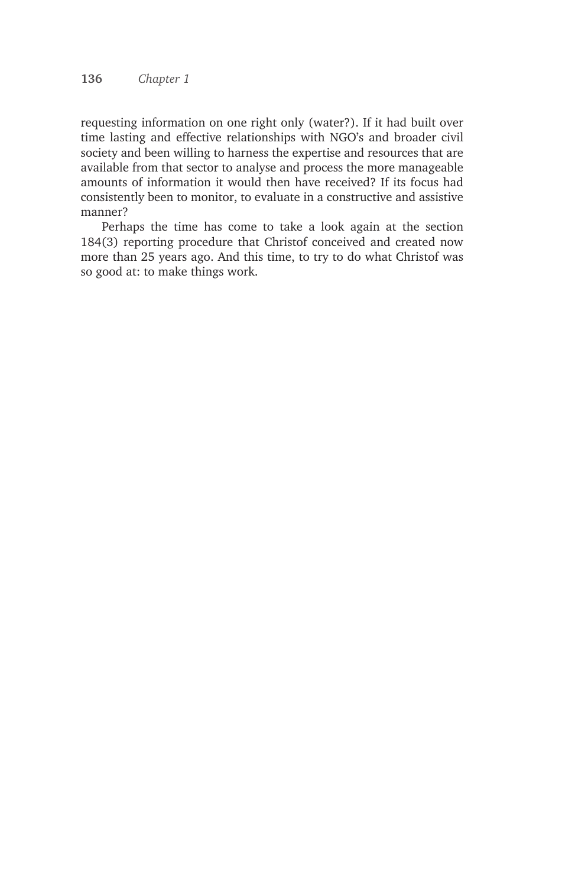requesting information on one right only (water?). If it had built over time lasting and effective relationships with NGO's and broader civil society and been willing to harness the expertise and resources that are available from that sector to analyse and process the more manageable amounts of information it would then have received? If its focus had consistently been to monitor, to evaluate in a constructive and assistive manner?

Perhaps the time has come to take a look again at the section 184(3) reporting procedure that Christof conceived and created now more than 25 years ago. And this time, to try to do what Christof was so good at: to make things work.